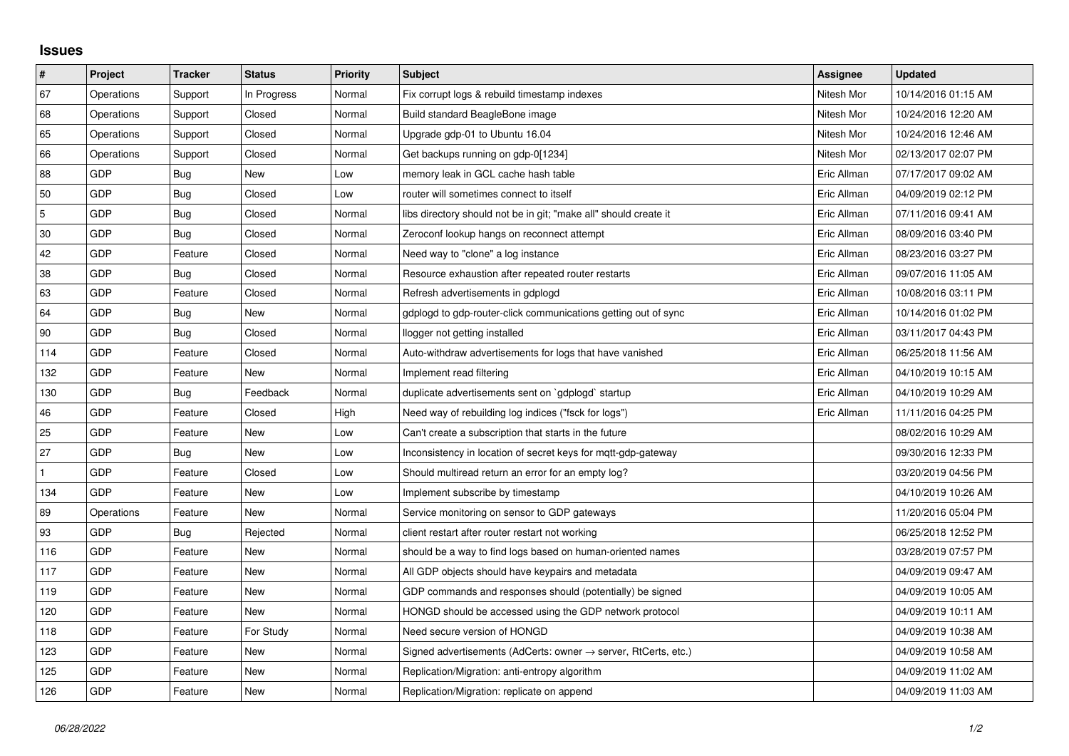# Issues

| # | Project | Tracker | Status | Priority | Subject | Assignee | Updated |
|---|---|---|---|---|---|---|---|
| 67 | Operations | Support | In Progress | Normal | Fix corrupt logs & rebuild timestamp indexes | Nitesh Mor | 10/14/2016 01:15 AM |
| 68 | Operations | Support | Closed | Normal | Build standard BeagleBone image | Nitesh Mor | 10/24/2016 12:20 AM |
| 65 | Operations | Support | Closed | Normal | Upgrade gdp-01 to Ubuntu 16.04 | Nitesh Mor | 10/24/2016 12:46 AM |
| 66 | Operations | Support | Closed | Normal | Get backups running on gdp-0[1234] | Nitesh Mor | 02/13/2017 02:07 PM |
| 88 | GDP | Bug | New | Low | memory leak in GCL cache hash table | Eric Allman | 07/17/2017 09:02 AM |
| 50 | GDP | Bug | Closed | Low | router will sometimes connect to itself | Eric Allman | 04/09/2019 02:12 PM |
| 5 | GDP | Bug | Closed | Normal | libs directory should not be in git; "make all" should create it | Eric Allman | 07/11/2016 09:41 AM |
| 30 | GDP | Bug | Closed | Normal | Zeroconf lookup hangs on reconnect attempt | Eric Allman | 08/09/2016 03:40 PM |
| 42 | GDP | Feature | Closed | Normal | Need way to "clone" a log instance | Eric Allman | 08/23/2016 03:27 PM |
| 38 | GDP | Bug | Closed | Normal | Resource exhaustion after repeated router restarts | Eric Allman | 09/07/2016 11:05 AM |
| 63 | GDP | Feature | Closed | Normal | Refresh advertisements in gdplogd | Eric Allman | 10/08/2016 03:11 PM |
| 64 | GDP | Bug | New | Normal | gdplogd to gdp-router-click communications getting out of sync | Eric Allman | 10/14/2016 01:02 PM |
| 90 | GDP | Bug | Closed | Normal | llogger not getting installed | Eric Allman | 03/11/2017 04:43 PM |
| 114 | GDP | Feature | Closed | Normal | Auto-withdraw advertisements for logs that have vanished | Eric Allman | 06/25/2018 11:56 AM |
| 132 | GDP | Feature | New | Normal | Implement read filtering | Eric Allman | 04/10/2019 10:15 AM |
| 130 | GDP | Bug | Feedback | Normal | duplicate advertisements sent on `gdplogd` startup | Eric Allman | 04/10/2019 10:29 AM |
| 46 | GDP | Feature | Closed | High | Need way of rebuilding log indices ("fsck for logs") | Eric Allman | 11/11/2016 04:25 PM |
| 25 | GDP | Feature | New | Low | Can't create a subscription that starts in the future | | 08/02/2016 10:29 AM |
| 27 | GDP | Bug | New | Low | Inconsistency in location of secret keys for mqtt-gdp-gateway | | 09/30/2016 12:33 PM |
| 1 | GDP | Feature | Closed | Low | Should multiread return an error for an empty log? | | 03/20/2019 04:56 PM |
| 134 | GDP | Feature | New | Low | Implement subscribe by timestamp | | 04/10/2019 10:26 AM |
| 89 | Operations | Feature | New | Normal | Service monitoring on sensor to GDP gateways | | 11/20/2016 05:04 PM |
| 93 | GDP | Bug | Rejected | Normal | client restart after router restart not working | | 06/25/2018 12:52 PM |
| 116 | GDP | Feature | New | Normal | should be a way to find logs based on human-oriented names | | 03/28/2019 07:57 PM |
| 117 | GDP | Feature | New | Normal | All GDP objects should have keypairs and metadata | | 04/09/2019 09:47 AM |
| 119 | GDP | Feature | New | Normal | GDP commands and responses should (potentially) be signed | | 04/09/2019 10:05 AM |
| 120 | GDP | Feature | New | Normal | HONGD should be accessed using the GDP network protocol | | 04/09/2019 10:11 AM |
| 118 | GDP | Feature | For Study | Normal | Need secure version of HONGD | | 04/09/2019 10:38 AM |
| 123 | GDP | Feature | New | Normal | Signed advertisements (AdCerts: owner → server, RtCerts, etc.) | | 04/09/2019 10:58 AM |
| 125 | GDP | Feature | New | Normal | Replication/Migration: anti-entropy algorithm | | 04/09/2019 11:02 AM |
| 126 | GDP | Feature | New | Normal | Replication/Migration: replicate on append | | 04/09/2019 11:03 AM |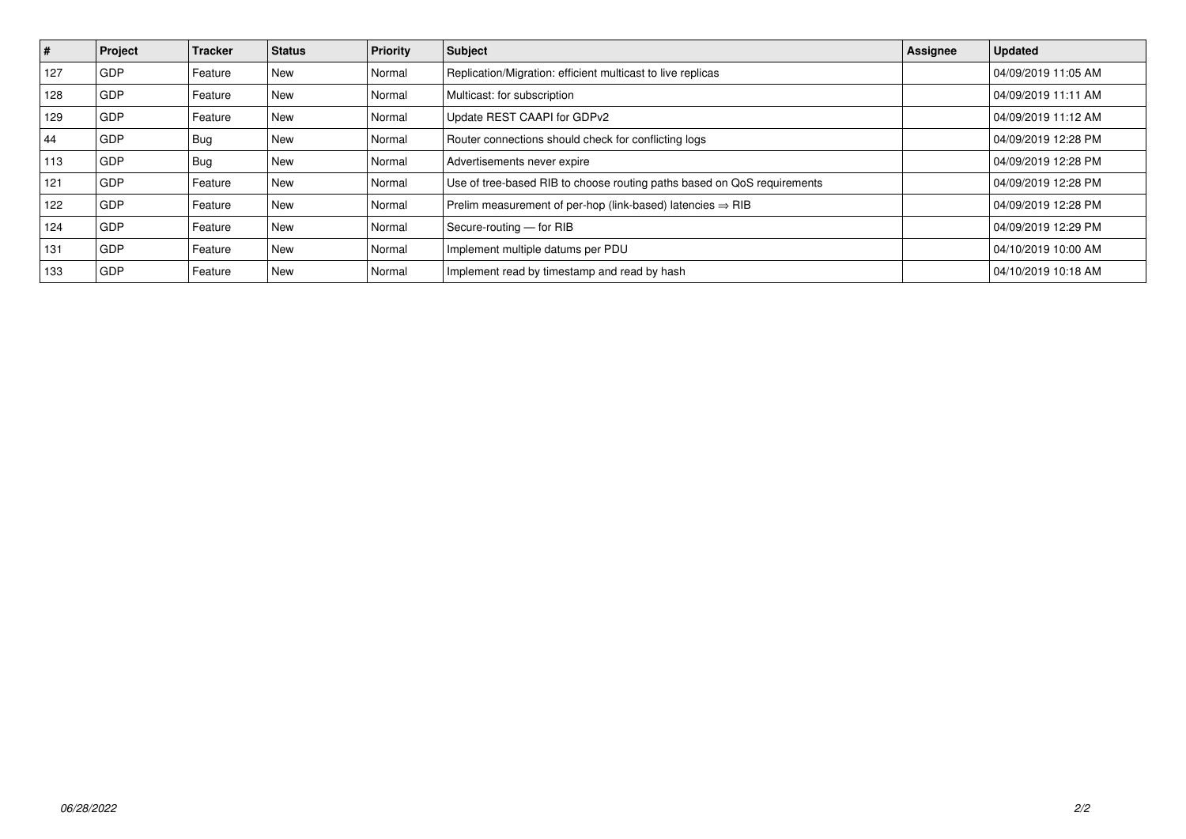| # | Project | Tracker | Status | Priority | Subject | Assignee | Updated |
|---|---|---|---|---|---|---|---|
| 127 | GDP | Feature | New | Normal | Replication/Migration: efficient multicast to live replicas | | 04/09/2019 11:05 AM |
| 128 | GDP | Feature | New | Normal | Multicast: for subscription | | 04/09/2019 11:11 AM |
| 129 | GDP | Feature | New | Normal | Update REST CAAPI for GDPv2 | | 04/09/2019 11:12 AM |
| 44 | GDP | Bug | New | Normal | Router connections should check for conflicting logs | | 04/09/2019 12:28 PM |
| 113 | GDP | Bug | New | Normal | Advertisements never expire | | 04/09/2019 12:28 PM |
| 121 | GDP | Feature | New | Normal | Use of tree-based RIB to choose routing paths based on QoS requirements | | 04/09/2019 12:28 PM |
| 122 | GDP | Feature | New | Normal | Prelim measurement of per-hop (link-based) latencies ⇒ RIB | | 04/09/2019 12:28 PM |
| 124 | GDP | Feature | New | Normal | Secure-routing — for RIB | | 04/09/2019 12:29 PM |
| 131 | GDP | Feature | New | Normal | Implement multiple datums per PDU | | 04/10/2019 10:00 AM |
| 133 | GDP | Feature | New | Normal | Implement read by timestamp and read by hash | | 04/10/2019 10:18 AM |